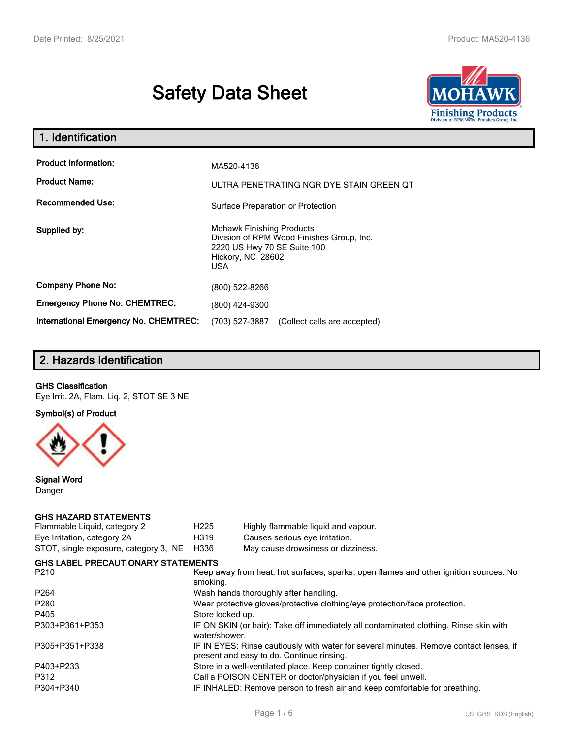# Safety Data Sheet

## 1. Identification

| | |
|---|---|
| **Product Information:** | MA520-4136 |
| **Product Name:** | ULTRA PENETRATING NGR DYE STAIN GREEN QT |
| **Recommended Use:** | Surface Preparation or Protection |
| **Supplied by:** | Mohawk Finishing Products<br>Division of RPM Wood Finishes Group, Inc.<br>2220 US Hwy 70 SE Suite 100<br>Hickory, NC 28602<br>USA |
| **Company Phone No:** | (800) 522-8266 |
| **Emergency Phone No. CHEMTREC:** | (800) 424-9300 |
| **International Emergency No. CHEMTREC:** | (703) 527-3887 (Collect calls are accepted) |

## 2. Hazards Identification

**GHS Classification**

Eye Irrit. 2A, Flam. Liq. 2, STOT SE 3 NE

**Symbol(s) of Product**

**Signal Word**

Danger

**GHS HAZARD STATEMENTS**

| | | |
|---|---|---|
| Flammable Liquid, category 2 | H225 | Highly flammable liquid and vapour. |
| Eye Irritation, category 2A | H319 | Causes serious eye irritation. |
| STOT, single exposure, category 3, NE | H336 | May cause drowsiness or dizziness. |

**GHS LABEL PRECAUTIONARY STATEMENTS**

| | |
|---|---|
| P210 | Keep away from heat, hot surfaces, sparks, open flames and other ignition sources. No smoking. |
| P264 | Wash hands thoroughly after handling. |
| P280 | Wear protective gloves/protective clothing/eye protection/face protection. |
| P405 | Store locked up. |
| P303+P361+P353 | IF ON SKIN (or hair): Take off immediately all contaminated clothing. Rinse skin with water/shower. |
| P305+P351+P338 | IF IN EYES: Rinse cautiously with water for several minutes. Remove contact lenses, if present and easy to do. Continue rinsing. |
| P403+P233 | Store in a well-ventilated place. Keep container tightly closed. |
| P312 | Call a POISON CENTER or doctor/physician if you feel unwell. |
| P304+P340 | IF INHALED: Remove person to fresh air and keep comfortable for breathing. |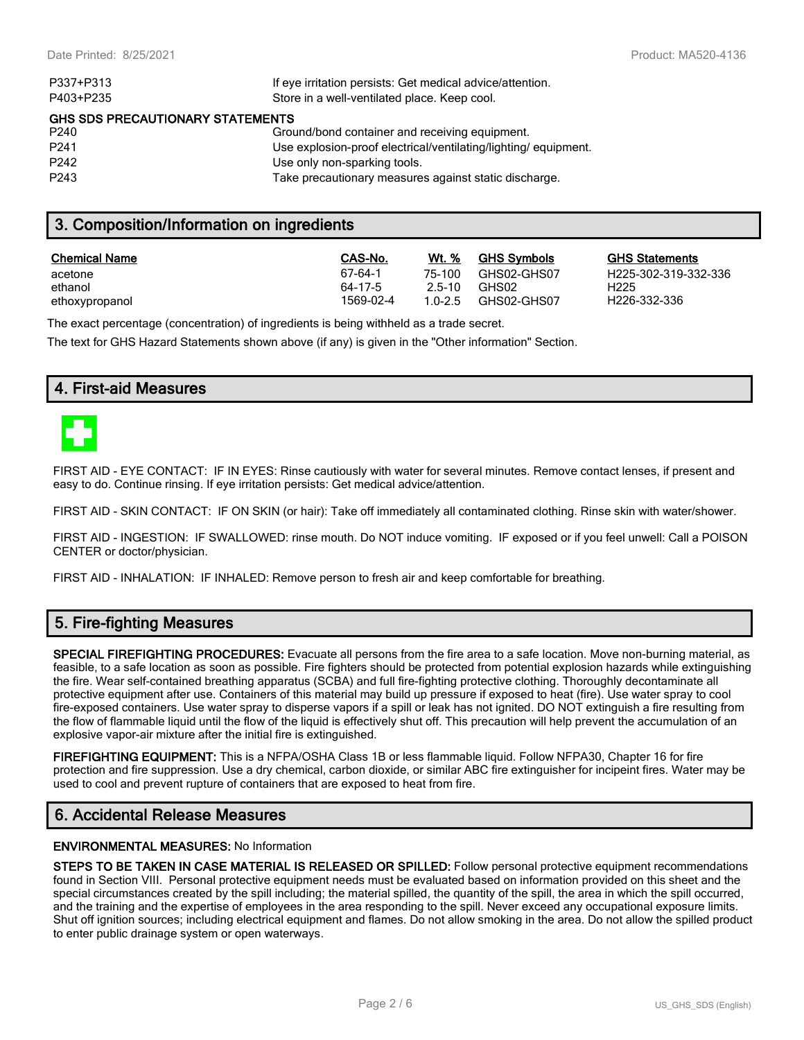| | |
|---|---|
| P337+P313 | If eye irritation persists: Get medical advice/attention. |
| P403+P235 | Store in a well-ventilated place. Keep cool. |

**GHS SDS PRECAUTIONARY STATEMENTS**

| | |
|---|---|
| P240 | Ground/bond container and receiving equipment. |
| P241 | Use explosion-proof electrical/ventilating/lighting/ equipment. |
| P242 | Use only non-sparking tools. |
| P243 | Take precautionary measures against static discharge. |

## 3. Composition/Information on ingredients

| Chemical Name | CAS-No. | Wt. % | GHS Symbols | GHS Statements |
|---|---|---|---|---|
| acetone | 67-64-1 | 75-100 | GHS02-GHS07 | H225-302-319-332-336 |
| ethanol | 64-17-5 | 2.5-10 | GHS02 | H225 |
| ethoxypropanol | 1569-02-4 | 1.0-2.5 | GHS02-GHS07 | H226-332-336 |

The exact percentage (concentration) of ingredients is being withheld as a trade secret.

The text for GHS Hazard Statements shown above (if any) is given in the "Other information" Section.

## 4. First-aid Measures

FIRST AID - EYE CONTACT: IF IN EYES: Rinse cautiously with water for several minutes. Remove contact lenses, if present and easy to do. Continue rinsing. If eye irritation persists: Get medical advice/attention.

FIRST AID - SKIN CONTACT: IF ON SKIN (or hair): Take off immediately all contaminated clothing. Rinse skin with water/shower.

FIRST AID - INGESTION: IF SWALLOWED: rinse mouth. Do NOT induce vomiting. IF exposed or if you feel unwell: Call a POISON CENTER or doctor/physician.

FIRST AID - INHALATION: IF INHALED: Remove person to fresh air and keep comfortable for breathing.

## 5. Fire-fighting Measures

**SPECIAL FIREFIGHTING PROCEDURES:** Evacuate all persons from the fire area to a safe location. Move non-burning material, as feasible, to a safe location as soon as possible. Fire fighters should be protected from potential explosion hazards while extinguishing the fire. Wear self-contained breathing apparatus (SCBA) and full fire-fighting protective clothing. Thoroughly decontaminate all protective equipment after use. Containers of this material may build up pressure if exposed to heat (fire). Use water spray to cool fire-exposed containers. Use water spray to disperse vapors if a spill or leak has not ignited. DO NOT extinguish a fire resulting from the flow of flammable liquid until the flow of the liquid is effectively shut off. This precaution will help prevent the accumulation of an explosive vapor-air mixture after the initial fire is extinguished.

**FIREFIGHTING EQUIPMENT:** This is a NFPA/OSHA Class 1B or less flammable liquid. Follow NFPA30, Chapter 16 for fire protection and fire suppression. Use a dry chemical, carbon dioxide, or similar ABC fire extinguisher for incipeint fires. Water may be used to cool and prevent rupture of containers that are exposed to heat from fire.

## 6. Accidental Release Measures

**ENVIRONMENTAL MEASURES:** No Information

**STEPS TO BE TAKEN IN CASE MATERIAL IS RELEASED OR SPILLED:** Follow personal protective equipment recommendations found in Section VIII. Personal protective equipment needs must be evaluated based on information provided on this sheet and the special circumstances created by the spill including; the material spilled, the quantity of the spill, the area in which the spill occurred, and the training and the expertise of employees in the area responding to the spill. Never exceed any occupational exposure limits. Shut off ignition sources; including electrical equipment and flames. Do not allow smoking in the area. Do not allow the spilled product to enter public drainage system or open waterways.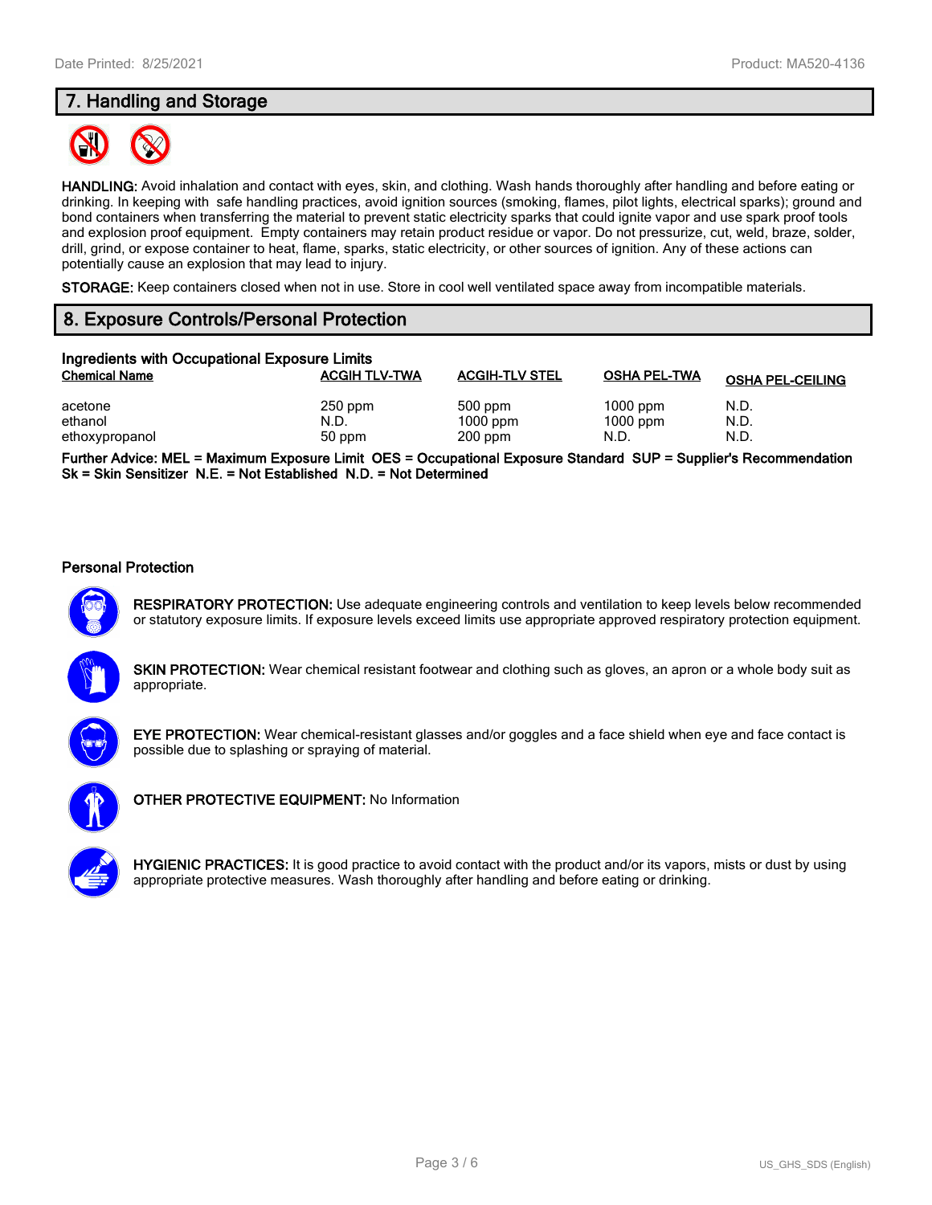## 7. Handling and Storage

**HANDLING:** Avoid inhalation and contact with eyes, skin, and clothing. Wash hands thoroughly after handling and before eating or drinking. In keeping with safe handling practices, avoid ignition sources (smoking, flames, pilot lights, electrical sparks); ground and bond containers when transferring the material to prevent static electricity sparks that could ignite vapor and use spark proof tools and explosion proof equipment. Empty containers may retain product residue or vapor. Do not pressurize, cut, weld, braze, solder, drill, grind, or expose container to heat, flame, sparks, static electricity, or other sources of ignition. Any of these actions can potentially cause an explosion that may lead to injury.

**STORAGE:** Keep containers closed when not in use. Store in cool well ventilated space away from incompatible materials.

## 8. Exposure Controls/Personal Protection

### Ingredients with Occupational Exposure Limits

| Chemical Name | ACGIH TLV-TWA | ACGIH-TLV STEL | OSHA PEL-TWA | OSHA PEL-CEILING |
|---|---|---|---|---|
| acetone | 250 ppm | 500 ppm | 1000 ppm | N.D. |
| ethanol | N.D. | 1000 ppm | 1000 ppm | N.D. |
| ethoxypropanol | 50 ppm | 200 ppm | N.D. | N.D. |

**Further Advice: MEL = Maximum Exposure Limit OES = Occupational Exposure Standard SUP = Supplier's Recommendation Sk = Skin Sensitizer N.E. = Not Established N.D. = Not Determined**

### Personal Protection

**RESPIRATORY PROTECTION:** Use adequate engineering controls and ventilation to keep levels below recommended or statutory exposure limits. If exposure levels exceed limits use appropriate approved respiratory protection equipment.

**SKIN PROTECTION:** Wear chemical resistant footwear and clothing such as gloves, an apron or a whole body suit as appropriate.

**EYE PROTECTION:** Wear chemical-resistant glasses and/or goggles and a face shield when eye and face contact is possible due to splashing or spraying of material.

**OTHER PROTECTIVE EQUIPMENT:** No Information

**HYGIENIC PRACTICES:** It is good practice to avoid contact with the product and/or its vapors, mists or dust by using appropriate protective measures. Wash thoroughly after handling and before eating or drinking.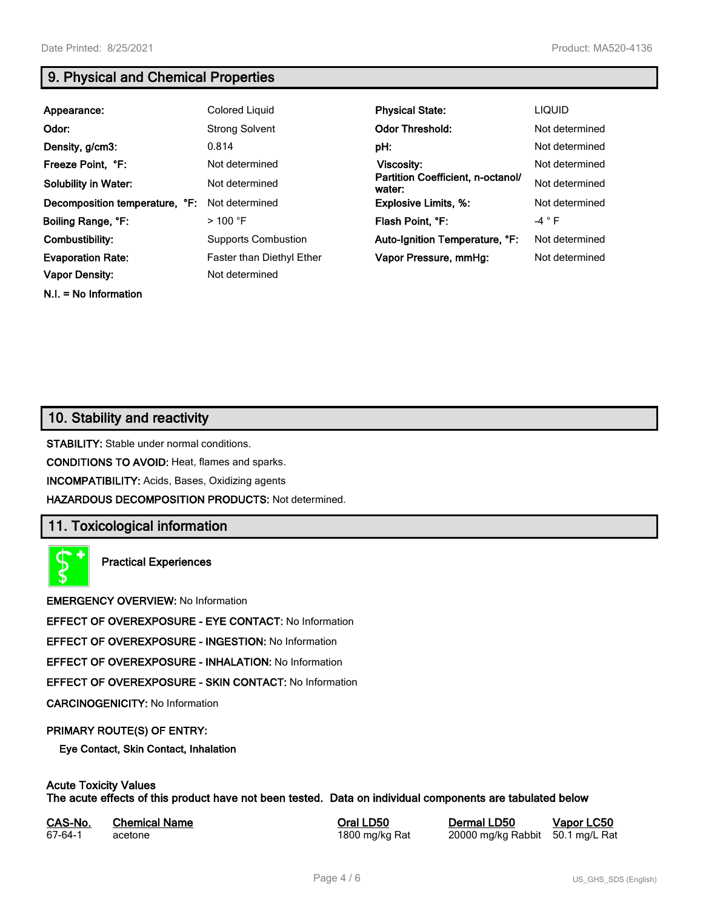## 9. Physical and Chemical Properties

| | | | |
|---|---|---|---|
| **Appearance:** | Colored Liquid | **Physical State:** | LIQUID |
| **Odor:** | Strong Solvent | **Odor Threshold:** | Not determined |
| **Density, g/cm3:** | 0.814 | **pH:** | Not determined |
| **Freeze Point, °F:** | Not determined | **Viscosity:** | Not determined |
| **Solubility in Water:** | Not determined | **Partition Coefficient, n-octanol/water:** | Not determined |
| **Decomposition temperature, °F:** | Not determined | **Explosive Limits, %:** | Not determined |
| **Boiling Range, °F:** | > 100 °F | **Flash Point, °F:** | -4 ° F |
| **Combustibility:** | Supports Combustion | **Auto-Ignition Temperature, °F:** | Not determined |
| **Evaporation Rate:** | Faster than Diethyl Ether | **Vapor Pressure, mmHg:** | Not determined |
| **Vapor Density:** | Not determined | | |

**N.I. = No Information**

## 10. Stability and reactivity

**STABILITY:** Stable under normal conditions.

**CONDITIONS TO AVOID:** Heat, flames and sparks.

**INCOMPATIBILITY:** Acids, Bases, Oxidizing agents

**HAZARDOUS DECOMPOSITION PRODUCTS:** Not determined.

## 11. Toxicological information

**Practical Experiences**

**EMERGENCY OVERVIEW:** No Information

**EFFECT OF OVEREXPOSURE - EYE CONTACT:** No Information

**EFFECT OF OVEREXPOSURE - INGESTION:** No Information

**EFFECT OF OVEREXPOSURE - INHALATION:** No Information

**EFFECT OF OVEREXPOSURE - SKIN CONTACT:** No Information

**CARCINOGENICITY:** No Information

**PRIMARY ROUTE(S) OF ENTRY:**

**Eye Contact, Skin Contact, Inhalation**

**Acute Toxicity Values**
**The acute effects of this product have not been tested. Data on individual components are tabulated below**

| CAS-No. | Chemical Name | Oral LD50 | Dermal LD50 | Vapor LC50 |
|---|---|---|---|---|
| 67-64-1 | acetone | 1800 mg/kg Rat | 20000 mg/kg Rabbit | 50.1 mg/L Rat |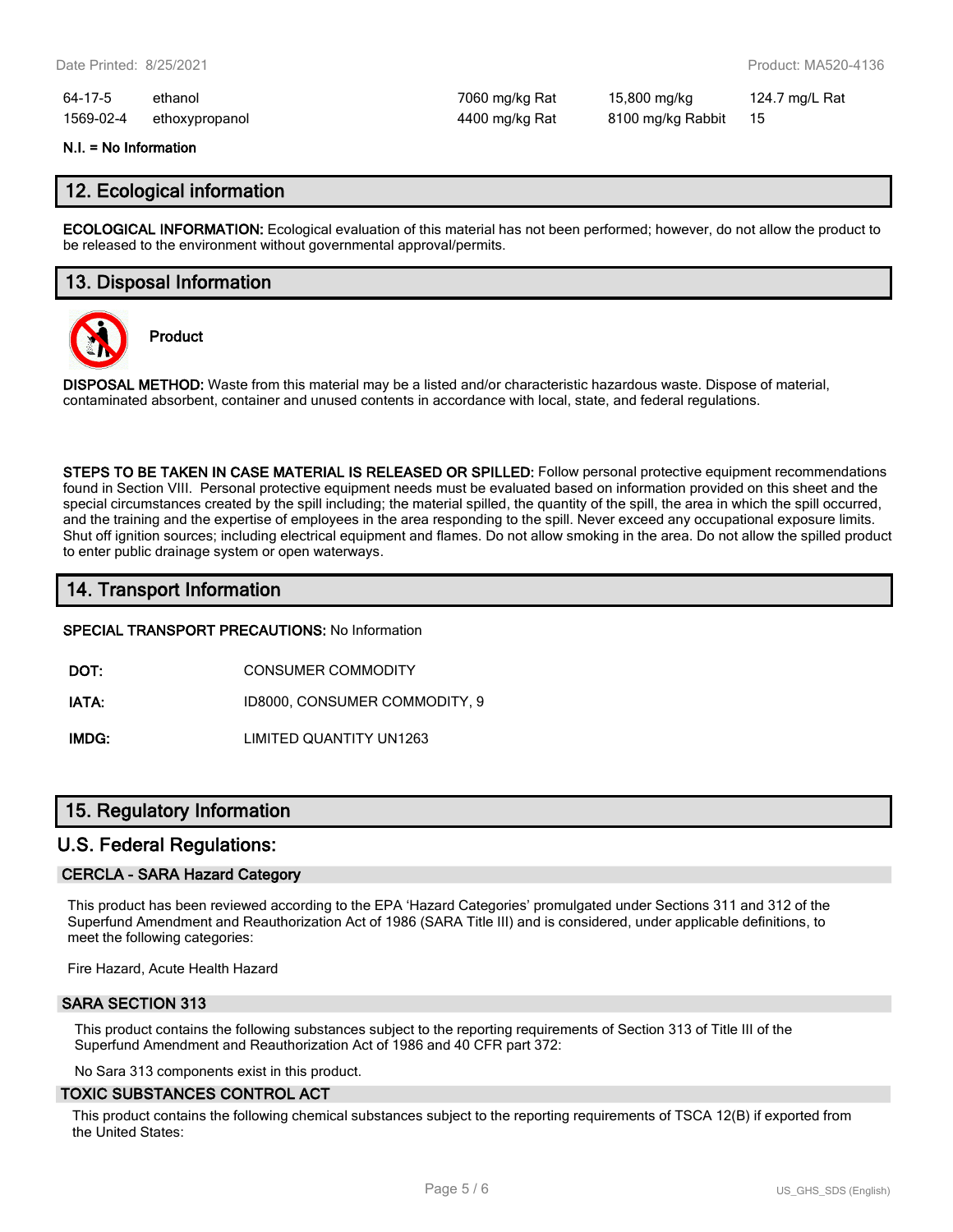| 64-17-5 | ethanol | 7060 mg/kg Rat | 15,800 mg/kg | 124.7 mg/L Rat |
|---|---|---|---|---|
| 1569-02-4 | ethoxypropanol | 4400 mg/kg Rat | 8100 mg/kg Rabbit | 15 |

**N.I. = No Information**

## 12. Ecological information

**ECOLOGICAL INFORMATION:** Ecological evaluation of this material has not been performed; however, do not allow the product to be released to the environment without governmental approval/permits.

## 13. Disposal Information

**Product**

**DISPOSAL METHOD:** Waste from this material may be a listed and/or characteristic hazardous waste. Dispose of material, contaminated absorbent, container and unused contents in accordance with local, state, and federal regulations.

**STEPS TO BE TAKEN IN CASE MATERIAL IS RELEASED OR SPILLED:** Follow personal protective equipment recommendations found in Section VIII. Personal protective equipment needs must be evaluated based on information provided on this sheet and the special circumstances created by the spill including; the material spilled, the quantity of the spill, the area in which the spill occurred, and the training and the expertise of employees in the area responding to the spill. Never exceed any occupational exposure limits. Shut off ignition sources; including electrical equipment and flames. Do not allow smoking in the area. Do not allow the spilled product to enter public drainage system or open waterways.

## 14. Transport Information

**SPECIAL TRANSPORT PRECAUTIONS:** No Information

**DOT:** CONSUMER COMMODITY

**IATA:** ID8000, CONSUMER COMMODITY, 9

**IMDG:** LIMITED QUANTITY UN1263

## 15. Regulatory Information

### U.S. Federal Regulations:

#### CERCLA - SARA Hazard Category

This product has been reviewed according to the EPA 'Hazard Categories' promulgated under Sections 311 and 312 of the Superfund Amendment and Reauthorization Act of 1986 (SARA Title III) and is considered, under applicable definitions, to meet the following categories:

Fire Hazard, Acute Health Hazard

#### SARA SECTION 313

This product contains the following substances subject to the reporting requirements of Section 313 of Title III of the Superfund Amendment and Reauthorization Act of 1986 and 40 CFR part 372:

No Sara 313 components exist in this product.

#### TOXIC SUBSTANCES CONTROL ACT

This product contains the following chemical substances subject to the reporting requirements of TSCA 12(B) if exported from the United States: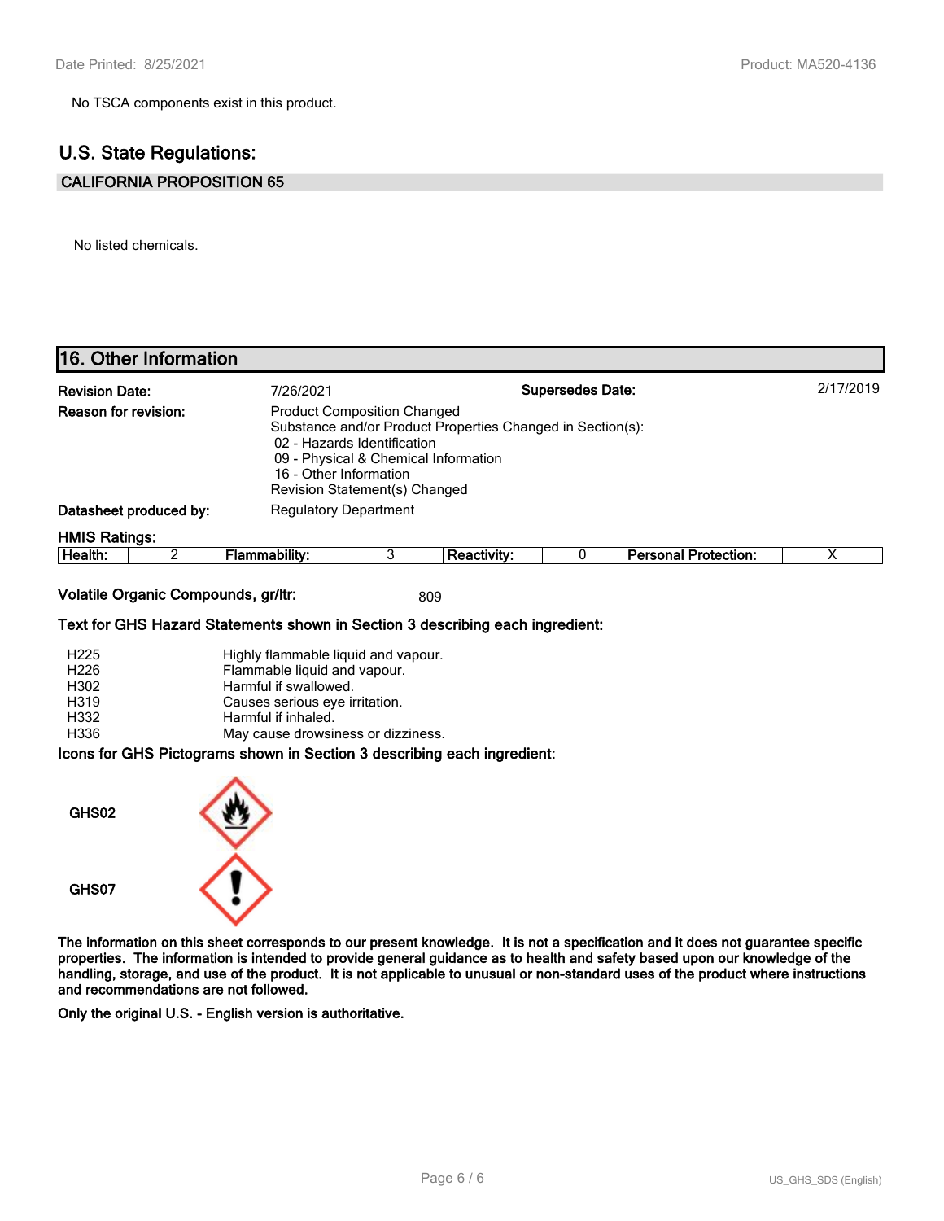No TSCA components exist in this product.

## U.S. State Regulations:

### CALIFORNIA PROPOSITION 65

No listed chemicals.

## 16. Other Information

**Revision Date:** 7/26/2021 **Supersedes Date:** 2/17/2019

**Reason for revision:** Product Composition Changed
Substance and/or Product Properties Changed in Section(s):
02 - Hazards Identification
09 - Physical & Chemical Information
16 - Other Information
Revision Statement(s) Changed

**Datasheet produced by:** Regulatory Department

**HMIS Ratings:**

| | | | | | | | |
|---|---|---|---|---|---|---|---|
| **Health:** | 2 | **Flammability:** | 3 | **Reactivity:** | 0 | **Personal Protection:** | X |

**Volatile Organic Compounds, gr/ltr:** 809

**Text for GHS Hazard Statements shown in Section 3 describing each ingredient:**

| | |
|---|---|
| H225 | Highly flammable liquid and vapour. |
| H226 | Flammable liquid and vapour. |
| H302 | Harmful if swallowed. |
| H319 | Causes serious eye irritation. |
| H332 | Harmful if inhaled. |
| H336 | May cause drowsiness or dizziness. |

**Icons for GHS Pictograms shown in Section 3 describing each ingredient:**

GHS02

GHS07

**The information on this sheet corresponds to our present knowledge. It is not a specification and it does not guarantee specific properties. The information is intended to provide general guidance as to health and safety based upon our knowledge of the handling, storage, and use of the product. It is not applicable to unusual or non-standard uses of the product where instructions and recommendations are not followed.**

**Only the original U.S. - English version is authoritative.**